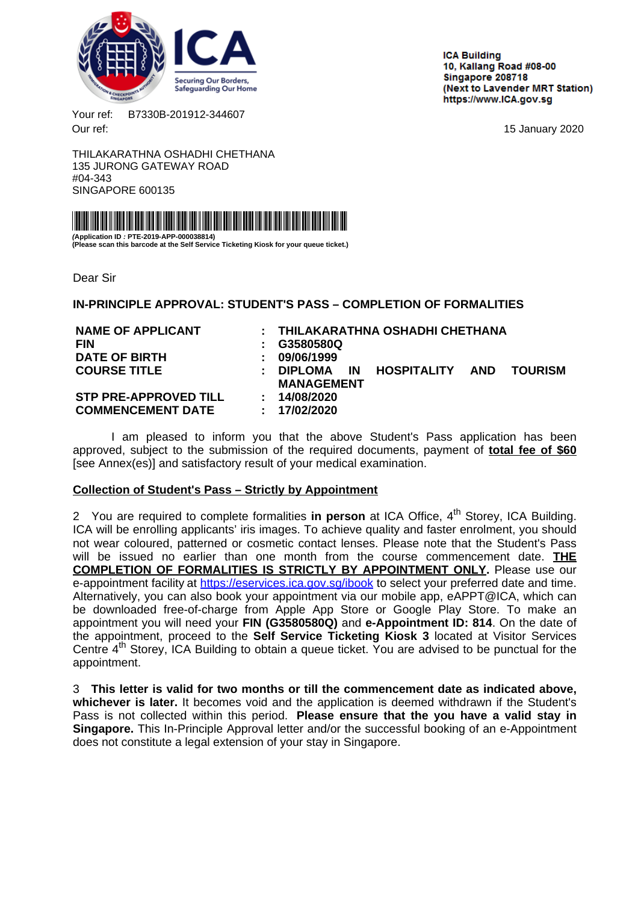**ICA**

Securing Our Borders, Safeguarding Our Home

**ICA Building**
**10, Kallang Road #08-00**
**Singapore 208718**
**(Next to Lavender MRT Station)**
**https://www.ICA.gov.sg**

Your ref: B7330B-201912-344607
Our ref:

15 January 2020

THILAKARATHNA OSHADHI CHETHANA
135 JURONG GATEWAY ROAD
#04-343
SINGAPORE 600135

**(Application ID : PTE-2019-APP-000038814)**
**(Please scan this barcode at the Self Service Ticketing Kiosk for your queue ticket.)**

Dear Sir

**IN-PRINCIPLE APPROVAL: STUDENT'S PASS – COMPLETION OF FORMALITIES**

| | | |
|---|---|---|
| **NAME OF APPLICANT** | **:** | **THILAKARATHNA OSHADHI CHETHANA** |
| **FIN** | **:** | **G3580580Q** |
| **DATE OF BIRTH** | **:** | **09/06/1999** |
| **COURSE TITLE** | **:** | **DIPLOMA IN HOSPITALITY AND TOURISM MANAGEMENT** |
| **STP PRE-APPROVED TILL** | **:** | **14/08/2020** |
| **COMMENCEMENT DATE** | **:** | **17/02/2020** |

I am pleased to inform you that the above Student's Pass application has been approved, subject to the submission of the required documents, payment of **total fee of $60** [see Annex(es)] and satisfactory result of your medical examination.

**Collection of Student's Pass – Strictly by Appointment**

2 You are required to complete formalities **in person** at ICA Office, 4th Storey, ICA Building. ICA will be enrolling applicants' iris images. To achieve quality and faster enrolment, you should not wear coloured, patterned or cosmetic contact lenses. Please note that the Student's Pass will be issued no earlier than one month from the course commencement date. **THE COMPLETION OF FORMALITIES IS STRICTLY BY APPOINTMENT ONLY.** Please use our e-appointment facility at https://eservices.ica.gov.sg/ibook to select your preferred date and time. Alternatively, you can also book your appointment via our mobile app, eAPPT@ICA, which can be downloaded free-of-charge from Apple App Store or Google Play Store. To make an appointment you will need your **FIN (G3580580Q)** and **e-Appointment ID: 814**. On the date of the appointment, proceed to the **Self Service Ticketing Kiosk 3** located at Visitor Services Centre 4th Storey, ICA Building to obtain a queue ticket. You are advised to be punctual for the appointment.

3 **This letter is valid for two months or till the commencement date as indicated above, whichever is later.** It becomes void and the application is deemed withdrawn if the Student's Pass is not collected within this period. **Please ensure that the you have a valid stay in Singapore.** This In-Principle Approval letter and/or the successful booking of an e-Appointment does not constitute a legal extension of your stay in Singapore.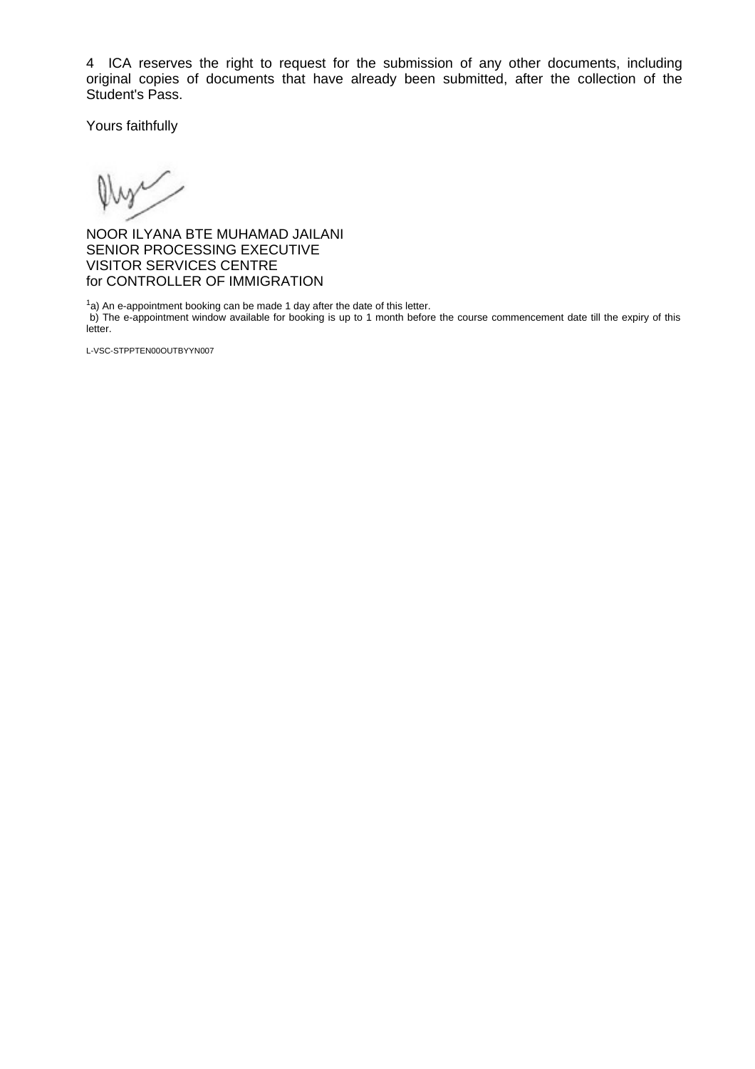4 ICA reserves the right to request for the submission of any other documents, including original copies of documents that have already been submitted, after the collection of the Student's Pass.

Yours faithfully

NOOR ILYANA BTE MUHAMAD JAILANI
SENIOR PROCESSING EXECUTIVE
VISITOR SERVICES CENTRE
for CONTROLLER OF IMMIGRATION

[1]a) An e-appointment booking can be made 1 day after the date of this letter.
b) The e-appointment window available for booking is up to 1 month before the course commencement date till the expiry of this letter.

L-VSC-STPPTEN00OUTBYYN007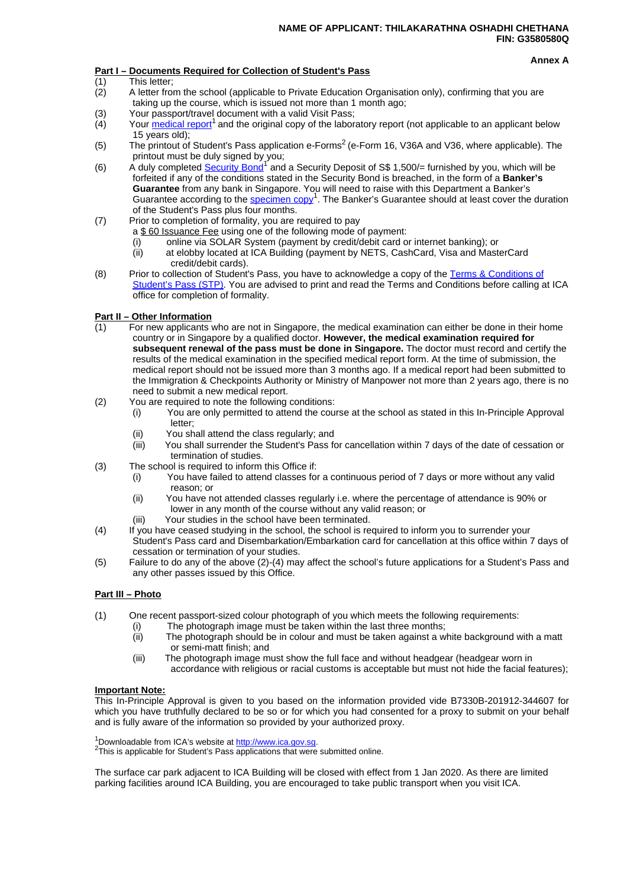**NAME OF APPLICANT: THILAKARATHNA OSHADHI CHETHANA**
**FIN: G3580580Q**

**Annex A**

**Part I – Documents Required for Collection of Student's Pass**

(1) This letter;

(2) A letter from the school (applicable to Private Education Organisation only), confirming that you are taking up the course, which is issued not more than 1 month ago;

(3) Your passport/travel document with a valid Visit Pass;

(4) Your medical report[1] and the original copy of the laboratory report (not applicable to an applicant below 15 years old);

(5) The printout of Student's Pass application e-Forms[2] (e-Form 16, V36A and V36, where applicable). The printout must be duly signed by you;

(6) A duly completed Security Bond[1] and a Security Deposit of S$ 1,500/= furnished by you, which will be forfeited if any of the conditions stated in the Security Bond is breached, in the form of a **Banker's Guarantee** from any bank in Singapore. You will need to raise with this Department a Banker's Guarantee according to the specimen copy[1]. The Banker's Guarantee should at least cover the duration of the Student's Pass plus four months.

(7) Prior to completion of formality, you are required to pay a $ 60 Issuance Fee using one of the following mode of payment:
  (i) online via SOLAR System (payment by credit/debit card or internet banking); or
  (ii) at elobby located at ICA Building (payment by NETS, CashCard, Visa and MasterCard credit/debit cards).

(8) Prior to collection of Student's Pass, you have to acknowledge a copy of the Terms & Conditions of Student's Pass (STP). You are advised to print and read the Terms and Conditions before calling at ICA office for completion of formality.

**Part II – Other Information**

(1) For new applicants who are not in Singapore, the medical examination can either be done in their home country or in Singapore by a qualified doctor. **However, the medical examination required for subsequent renewal of the pass must be done in Singapore.** The doctor must record and certify the results of the medical examination in the specified medical report form. At the time of submission, the medical report should not be issued more than 3 months ago. If a medical report had been submitted to the Immigration & Checkpoints Authority or Ministry of Manpower not more than 2 years ago, there is no need to submit a new medical report.

(2) You are required to note the following conditions:
  (i) You are only permitted to attend the course at the school as stated in this In-Principle Approval letter;
  (ii) You shall attend the class regularly; and
  (iii) You shall surrender the Student's Pass for cancellation within 7 days of the date of cessation or termination of studies.

(3) The school is required to inform this Office if:
  (i) You have failed to attend classes for a continuous period of 7 days or more without any valid reason; or
  (ii) You have not attended classes regularly i.e. where the percentage of attendance is 90% or lower in any month of the course without any valid reason; or
  (iii) Your studies in the school have been terminated.

(4) If you have ceased studying in the school, the school is required to inform you to surrender your Student's Pass card and Disembarkation/Embarkation card for cancellation at this office within 7 days of cessation or termination of your studies.

(5) Failure to do any of the above (2)-(4) may affect the school's future applications for a Student's Pass and any other passes issued by this Office.

**Part III – Photo**

(1) One recent passport-sized colour photograph of you which meets the following requirements:
  (i) The photograph image must be taken within the last three months;
  (ii) The photograph should be in colour and must be taken against a white background with a matt or semi-matt finish; and
  (iii) The photograph image must show the full face and without headgear (headgear worn in accordance with religious or racial customs is acceptable but must not hide the facial features);

**Important Note:**
This In-Principle Approval is given to you based on the information provided vide B7330B-201912-344607 for which you have truthfully declared to be so or for which you had consented for a proxy to submit on your behalf and is fully aware of the information so provided by your authorized proxy.

[1]Downloadable from ICA's website at http://www.ica.gov.sg.
[2]This is applicable for Student's Pass applications that were submitted online.

The surface car park adjacent to ICA Building will be closed with effect from 1 Jan 2020. As there are limited parking facilities around ICA Building, you are encouraged to take public transport when you visit ICA.